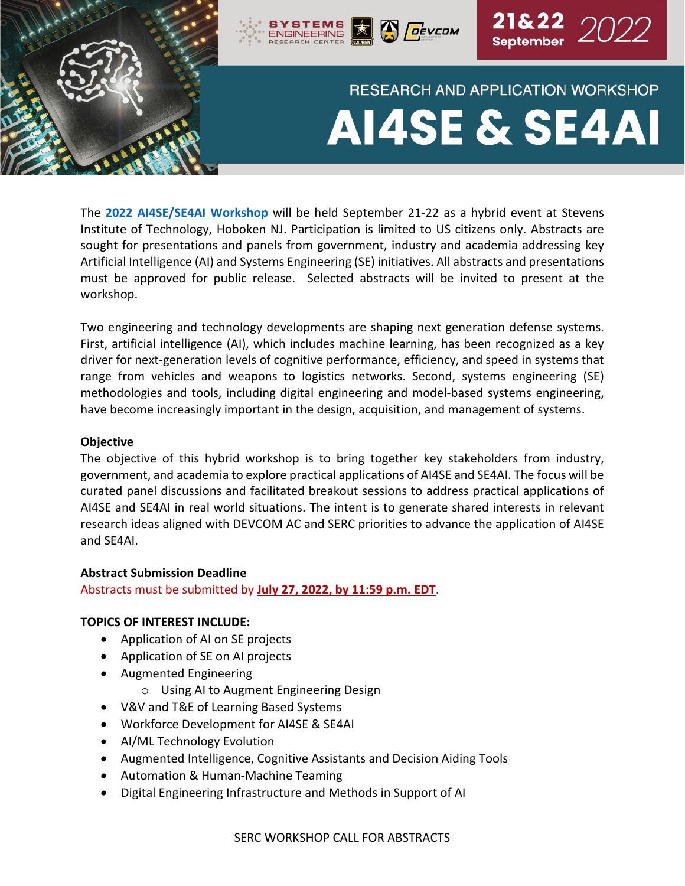21&22 September 2022

RESEARCH AND APPLICATION WORKSHOP

# AI4SE & SE4AI

The **2022 AI4SE/SE4AI Workshop** will be held September 21-22 as a hybrid event at Stevens Institute of Technology, Hoboken NJ. Participation is limited to US citizens only. Abstracts are sought for presentations and panels from government, industry and academia addressing key Artificial Intelligence (AI) and Systems Engineering (SE) initiatives. All abstracts and presentations must be approved for public release. Selected abstracts will be invited to present at the workshop.

Two engineering and technology developments are shaping next generation defense systems. First, artificial intelligence (AI), which includes machine learning, has been recognized as a key driver for next-generation levels of cognitive performance, efficiency, and speed in systems that range from vehicles and weapons to logistics networks. Second, systems engineering (SE) methodologies and tools, including digital engineering and model-based systems engineering, have become increasingly important in the design, acquisition, and management of systems.

**Objective**

The objective of this hybrid workshop is to bring together key stakeholders from industry, government, and academia to explore practical applications of AI4SE and SE4AI. The focus will be curated panel discussions and facilitated breakout sessions to address practical applications of AI4SE and SE4AI in real world situations. The intent is to generate shared interests in relevant research ideas aligned with DEVCOM AC and SERC priorities to advance the application of AI4SE and SE4AI.

**Abstract Submission Deadline**

Abstracts must be submitted by **July 27, 2022, by 11:59 p.m. EDT**.

**TOPICS OF INTEREST INCLUDE:**

- Application of AI on SE projects
- Application of SE on AI projects
- Augmented Engineering
  - Using AI to Augment Engineering Design
- V&V and T&E of Learning Based Systems
- Workforce Development for AI4SE & SE4AI
- AI/ML Technology Evolution
- Augmented Intelligence, Cognitive Assistants and Decision Aiding Tools
- Automation & Human-Machine Teaming
- Digital Engineering Infrastructure and Methods in Support of AI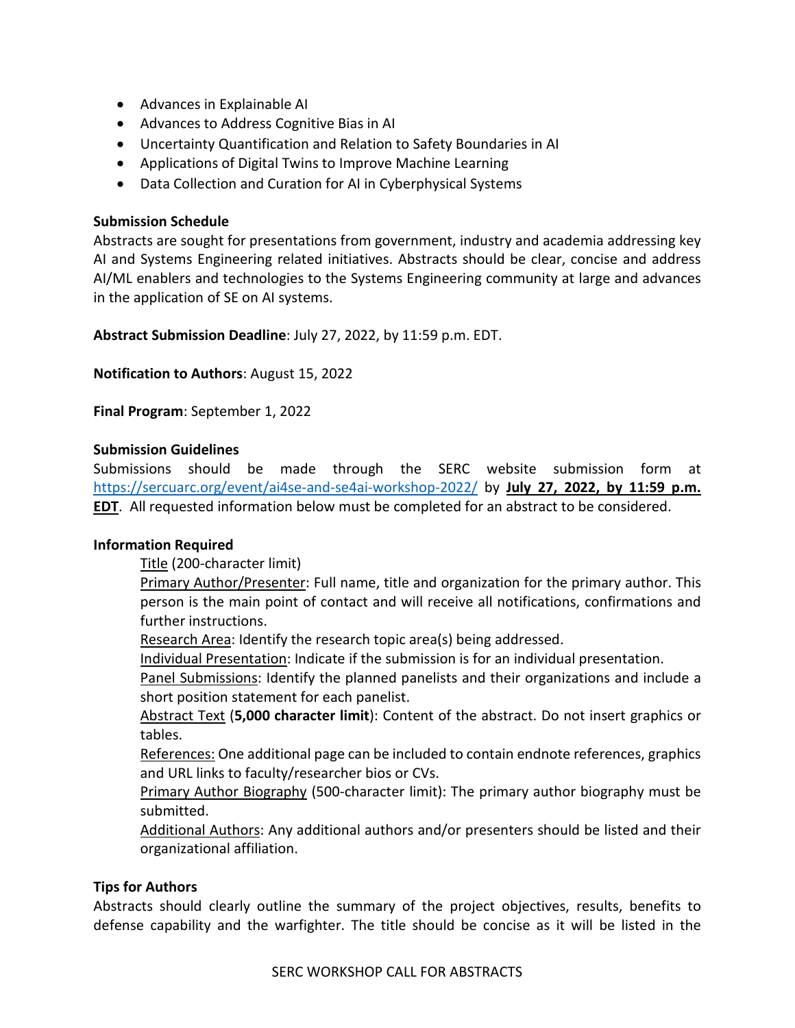- Advances in Explainable AI
- Advances to Address Cognitive Bias in AI
- Uncertainty Quantification and Relation to Safety Boundaries in AI
- Applications of Digital Twins to Improve Machine Learning
- Data Collection and Curation for AI in Cyberphysical Systems

**Submission Schedule**

Abstracts are sought for presentations from government, industry and academia addressing key AI and Systems Engineering related initiatives. Abstracts should be clear, concise and address AI/ML enablers and technologies to the Systems Engineering community at large and advances in the application of SE on AI systems.

**Abstract Submission Deadline**: July 27, 2022, by 11:59 p.m. EDT.

**Notification to Authors**: August 15, 2022

**Final Program**: September 1, 2022

**Submission Guidelines**

Submissions should be made through the SERC website submission form at [https://sercuarc.org/event/ai4se-and-se4ai-workshop-2022/](https://sercuarc.org/event/ai4se-and-se4ai-workshop-2022/) by **July 27, 2022, by 11:59 p.m. EDT**. All requested information below must be completed for an abstract to be considered.

**Information Required**

Title (200-character limit)

Primary Author/Presenter: Full name, title and organization for the primary author. This person is the main point of contact and will receive all notifications, confirmations and further instructions.

Research Area: Identify the research topic area(s) being addressed.

Individual Presentation: Indicate if the submission is for an individual presentation.

Panel Submissions: Identify the planned panelists and their organizations and include a short position statement for each panelist.

Abstract Text (**5,000 character limit**): Content of the abstract. Do not insert graphics or tables.

References: One additional page can be included to contain endnote references, graphics and URL links to faculty/researcher bios or CVs.

Primary Author Biography (500-character limit): The primary author biography must be submitted.

Additional Authors: Any additional authors and/or presenters should be listed and their organizational affiliation.

**Tips for Authors**

Abstracts should clearly outline the summary of the project objectives, results, benefits to defense capability and the warfighter. The title should be concise as it will be listed in the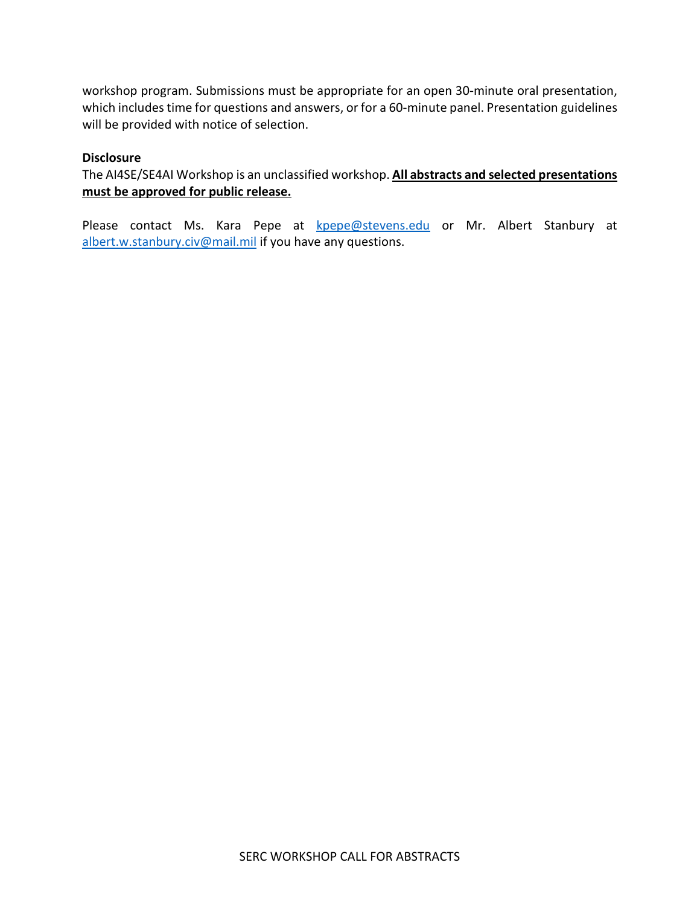workshop program. Submissions must be appropriate for an open 30-minute oral presentation, which includes time for questions and answers, or for a 60-minute panel. Presentation guidelines will be provided with notice of selection.

**Disclosure**

The AI4SE/SE4AI Workshop is an unclassified workshop. **<u>All abstracts and selected presentations must be approved for public release.</u>**

Please contact Ms. Kara Pepe at [kpepe@stevens.edu](mailto:kpepe@stevens.edu) or Mr. Albert Stanbury at [albert.w.stanbury.civ@mail.mil](mailto:albert.w.stanbury.civ@mail.mil) if you have any questions.